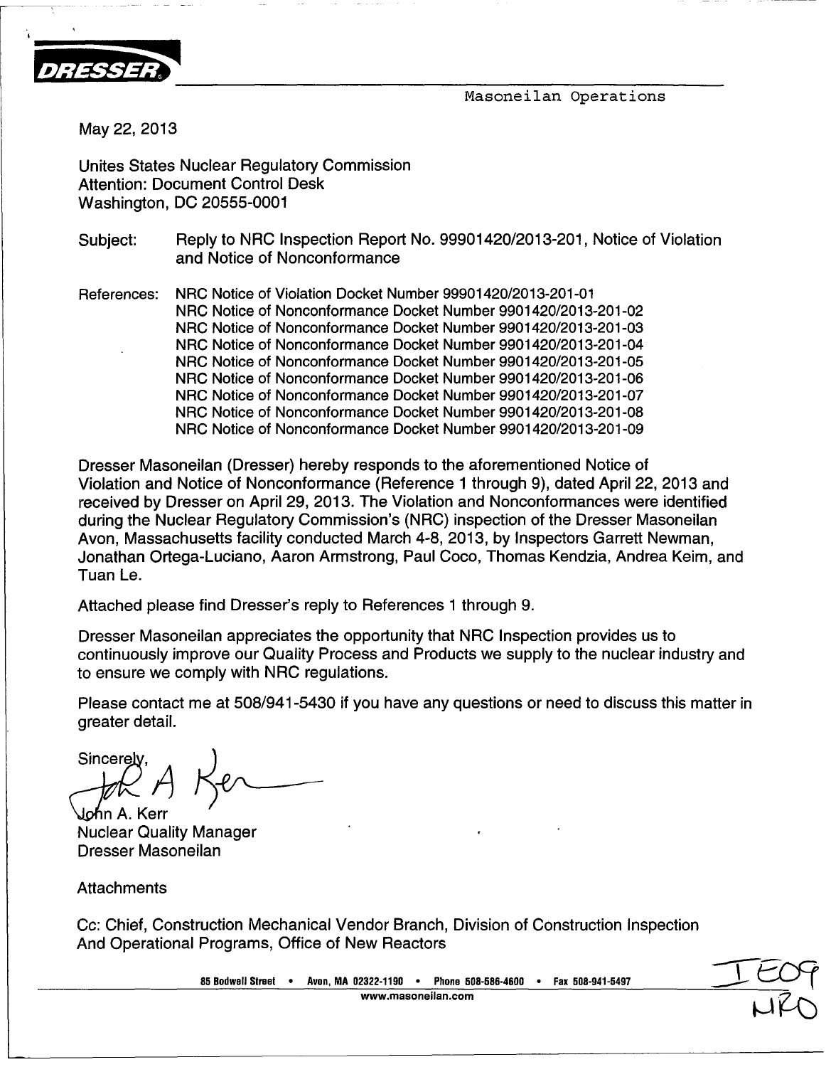DRESSER

Masoneilan Operations

May 22, 2013

Unites States Nuclear Regulatory Commission
Attention: Document Control Desk
Washington, DC 20555-0001

Subject: Reply to NRC Inspection Report No. 99901420/2013-201, Notice of Violation and Notice of Nonconformance

References: NRC Notice of Violation Docket Number 99901420/2013-201-01
NRC Notice of Nonconformance Docket Number 9901420/2013-201-02
NRC Notice of Nonconformance Docket Number 9901420/2013-201-03
NRC Notice of Nonconformance Docket Number 9901420/2013-201-04
NRC Notice of Nonconformance Docket Number 9901420/2013-201-05
NRC Notice of Nonconformance Docket Number 9901420/2013-201-06
NRC Notice of Nonconformance Docket Number 9901420/2013-201-07
NRC Notice of Nonconformance Docket Number 9901420/2013-201-08
NRC Notice of Nonconformance Docket Number 9901420/2013-201-09

Dresser Masoneilan (Dresser) hereby responds to the aforementioned Notice of Violation and Notice of Nonconformance (Reference 1 through 9), dated April 22, 2013 and received by Dresser on April 29, 2013. The Violation and Nonconformances were identified during the Nuclear Regulatory Commission's (NRC) inspection of the Dresser Masoneilan Avon, Massachusetts facility conducted March 4-8, 2013, by Inspectors Garrett Newman, Jonathan Ortega-Luciano, Aaron Armstrong, Paul Coco, Thomas Kendzia, Andrea Keim, and Tuan Le.

Attached please find Dresser's reply to References 1 through 9.

Dresser Masoneilan appreciates the opportunity that NRC Inspection provides us to continuously improve our Quality Process and Products we supply to the nuclear industry and to ensure we comply with NRC regulations.

Please contact me at 508/941-5430 if you have any questions or need to discuss this matter in greater detail.

Sincerely,

John A. Kerr
Nuclear Quality Manager
Dresser Masoneilan

Attachments

Cc: Chief, Construction Mechanical Vendor Branch, Division of Construction Inspection And Operational Programs, Office of New Reactors

85 Bodwell Street • Avon, MA 02322-1190 • Phone 508-586-4600 • Fax 508-941-5497
www.masoneilan.com

IE09
NRO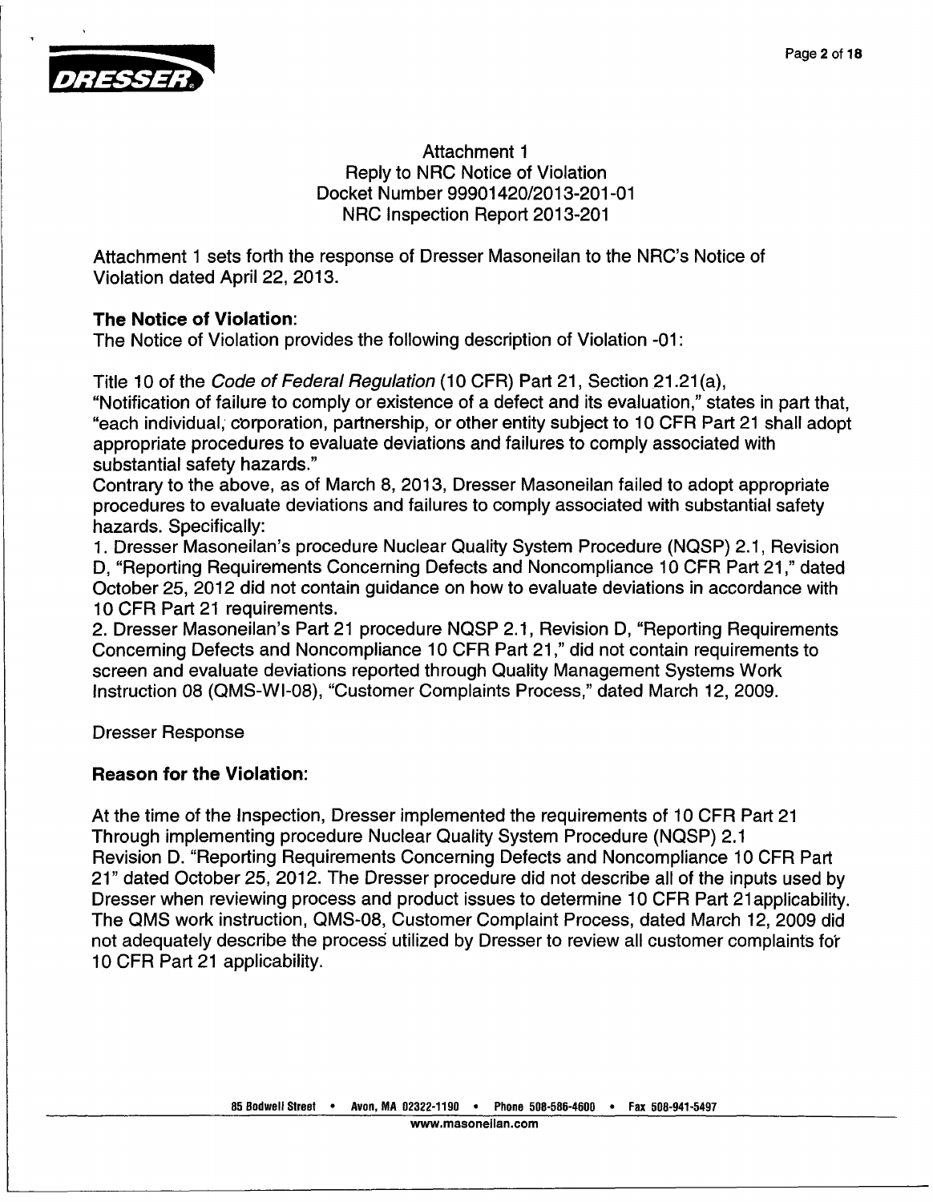## Attachment 1
## Reply to NRC Notice of Violation
## Docket Number 99901420/2013-201-01
## NRC Inspection Report 2013-201

Attachment 1 sets forth the response of Dresser Masoneilan to the NRC's Notice of Violation dated April 22, 2013.

**The Notice of Violation:**
The Notice of Violation provides the following description of Violation -01:

Title 10 of the *Code of Federal Regulation* (10 CFR) Part 21, Section 21.21(a), "Notification of failure to comply or existence of a defect and its evaluation," states in part that, "each individual, corporation, partnership, or other entity subject to 10 CFR Part 21 shall adopt appropriate procedures to evaluate deviations and failures to comply associated with substantial safety hazards."
Contrary to the above, as of March 8, 2013, Dresser Masoneilan failed to adopt appropriate procedures to evaluate deviations and failures to comply associated with substantial safety hazards. Specifically:
1. Dresser Masoneilan's procedure Nuclear Quality System Procedure (NQSP) 2.1, Revision D, "Reporting Requirements Concerning Defects and Noncompliance 10 CFR Part 21," dated October 25, 2012 did not contain guidance on how to evaluate deviations in accordance with 10 CFR Part 21 requirements.
2. Dresser Masoneilan's Part 21 procedure NQSP 2.1, Revision D, "Reporting Requirements Concerning Defects and Noncompliance 10 CFR Part 21," did not contain requirements to screen and evaluate deviations reported through Quality Management Systems Work Instruction 08 (QMS-WI-08), "Customer Complaints Process," dated March 12, 2009.

Dresser Response

**Reason for the Violation:**

At the time of the Inspection, Dresser implemented the requirements of 10 CFR Part 21 Through implementing procedure Nuclear Quality System Procedure (NQSP) 2.1 Revision D. "Reporting Requirements Concerning Defects and Noncompliance 10 CFR Part 21" dated October 25, 2012. The Dresser procedure did not describe all of the inputs used by Dresser when reviewing process and product issues to determine 10 CFR Part 21applicability. The QMS work instruction, QMS-08, Customer Complaint Process, dated March 12, 2009 did not adequately describe the process utilized by Dresser to review all customer complaints for 10 CFR Part 21 applicability.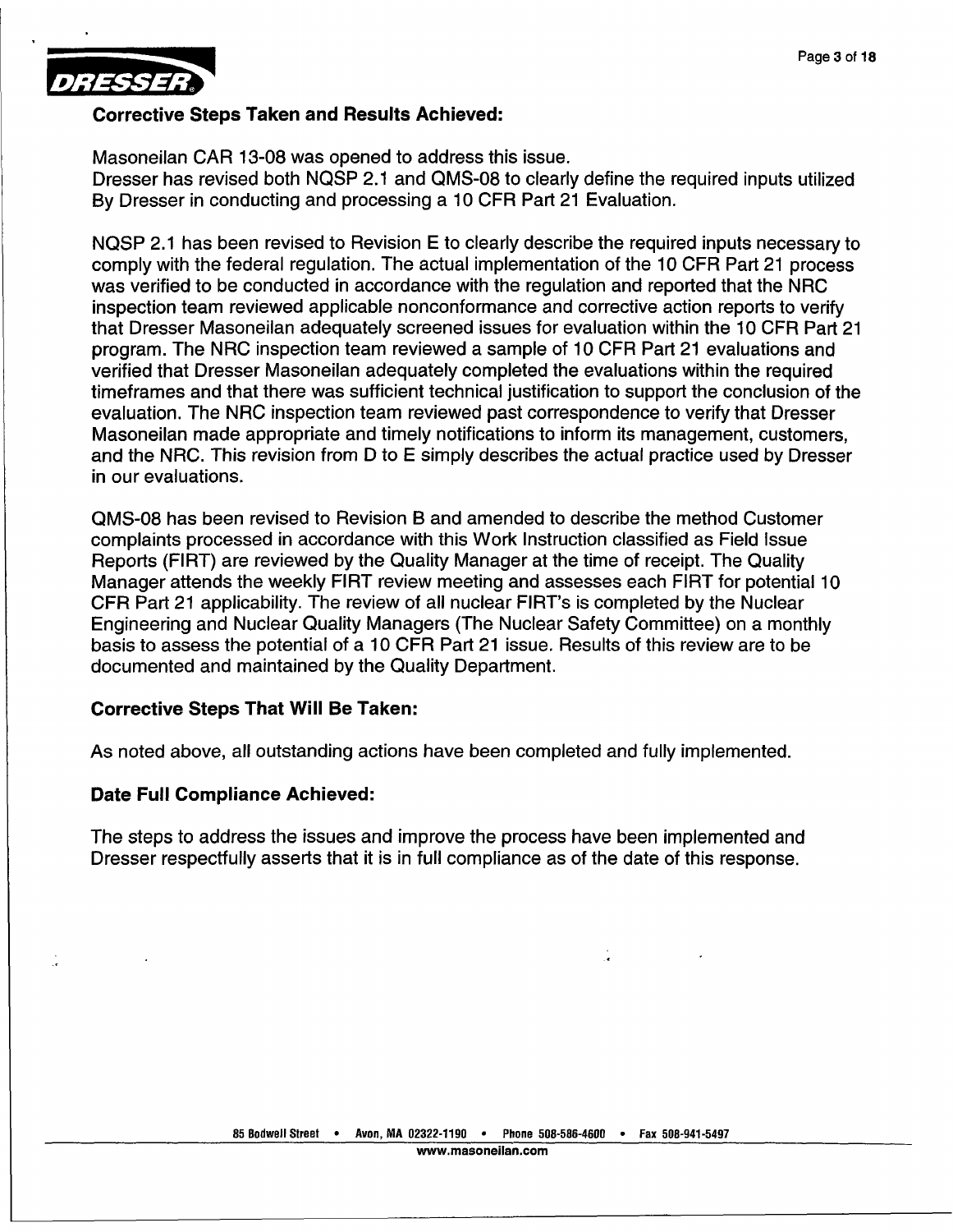**Corrective Steps Taken and Results Achieved:**

Masoneilan CAR 13-08 was opened to address this issue.
Dresser has revised both NQSP 2.1 and QMS-08 to clearly define the required inputs utilized By Dresser in conducting and processing a 10 CFR Part 21 Evaluation.

NQSP 2.1 has been revised to Revision E to clearly describe the required inputs necessary to comply with the federal regulation. The actual implementation of the 10 CFR Part 21 process was verified to be conducted in accordance with the regulation and reported that the NRC inspection team reviewed applicable nonconformance and corrective action reports to verify that Dresser Masoneilan adequately screened issues for evaluation within the 10 CFR Part 21 program. The NRC inspection team reviewed a sample of 10 CFR Part 21 evaluations and verified that Dresser Masoneilan adequately completed the evaluations within the required timeframes and that there was sufficient technical justification to support the conclusion of the evaluation. The NRC inspection team reviewed past correspondence to verify that Dresser Masoneilan made appropriate and timely notifications to inform its management, customers, and the NRC. This revision from D to E simply describes the actual practice used by Dresser in our evaluations.

QMS-08 has been revised to Revision B and amended to describe the method Customer complaints processed in accordance with this Work Instruction classified as Field Issue Reports (FIRT) are reviewed by the Quality Manager at the time of receipt. The Quality Manager attends the weekly FIRT review meeting and assesses each FIRT for potential 10 CFR Part 21 applicability. The review of all nuclear FIRT's is completed by the Nuclear Engineering and Nuclear Quality Managers (The Nuclear Safety Committee) on a monthly basis to assess the potential of a 10 CFR Part 21 issue. Results of this review are to be documented and maintained by the Quality Department.

**Corrective Steps That Will Be Taken:**

As noted above, all outstanding actions have been completed and fully implemented.

**Date Full Compliance Achieved:**

The steps to address the issues and improve the process have been implemented and Dresser respectfully asserts that it is in full compliance as of the date of this response.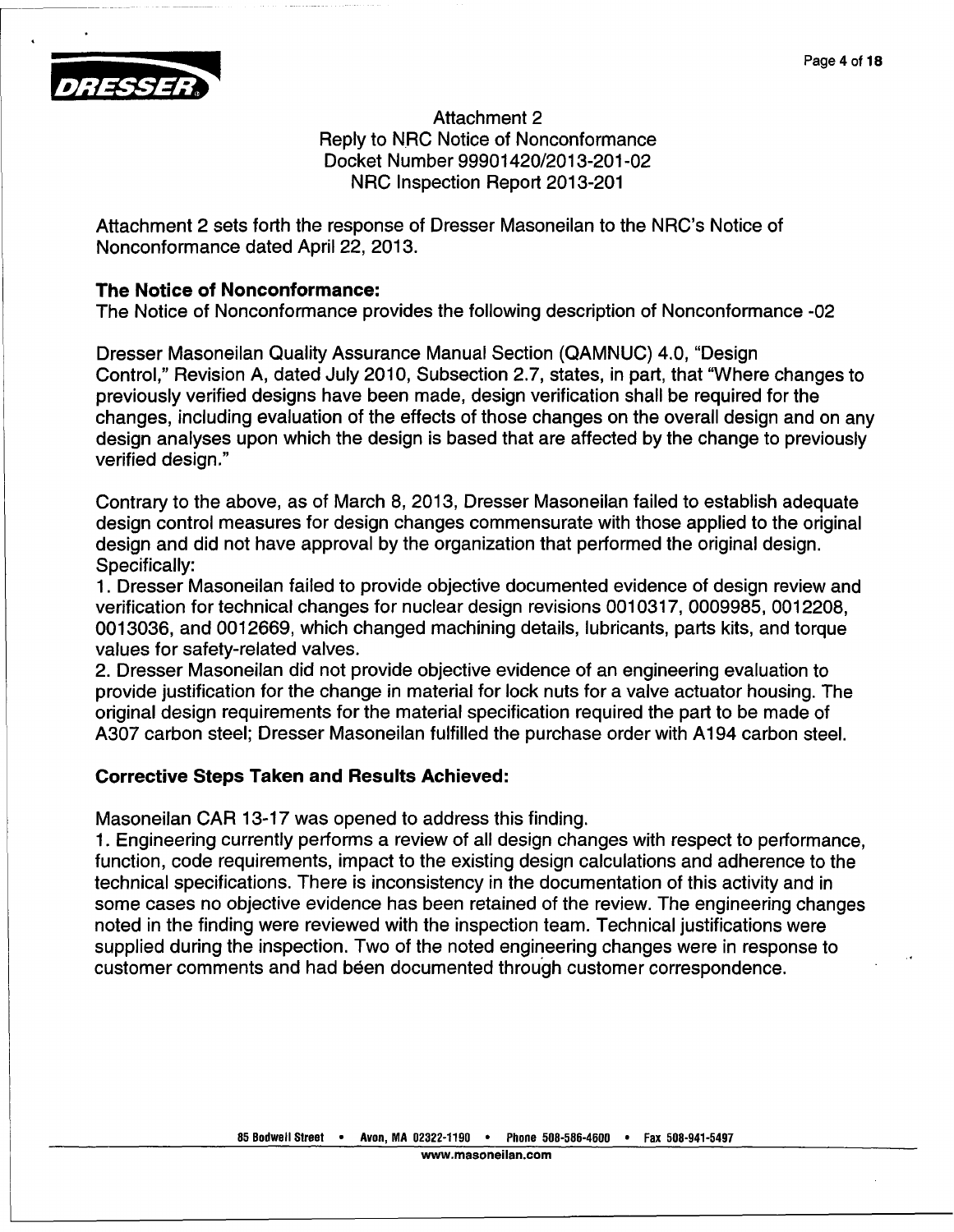Attachment 2
Reply to NRC Notice of Nonconformance
Docket Number 99901420/2013-201-02
NRC Inspection Report 2013-201

Attachment 2 sets forth the response of Dresser Masoneilan to the NRC's Notice of Nonconformance dated April 22, 2013.

**The Notice of Nonconformance:**
The Notice of Nonconformance provides the following description of Nonconformance -02

Dresser Masoneilan Quality Assurance Manual Section (QAMNUC) 4.0, "Design Control," Revision A, dated July 2010, Subsection 2.7, states, in part, that "Where changes to previously verified designs have been made, design verification shall be required for the changes, including evaluation of the effects of those changes on the overall design and on any design analyses upon which the design is based that are affected by the change to previously verified design."

Contrary to the above, as of March 8, 2013, Dresser Masoneilan failed to establish adequate design control measures for design changes commensurate with those applied to the original design and did not have approval by the organization that performed the original design. Specifically:

1. Dresser Masoneilan failed to provide objective documented evidence of design review and verification for technical changes for nuclear design revisions 0010317, 0009985, 0012208, 0013036, and 0012669, which changed machining details, lubricants, parts kits, and torque values for safety-related valves.
2. Dresser Masoneilan did not provide objective evidence of an engineering evaluation to provide justification for the change in material for lock nuts for a valve actuator housing. The original design requirements for the material specification required the part to be made of A307 carbon steel; Dresser Masoneilan fulfilled the purchase order with A194 carbon steel.

**Corrective Steps Taken and Results Achieved:**

Masoneilan CAR 13-17 was opened to address this finding.

1. Engineering currently performs a review of all design changes with respect to performance, function, code requirements, impact to the existing design calculations and adherence to the technical specifications. There is inconsistency in the documentation of this activity and in some cases no objective evidence has been retained of the review. The engineering changes noted in the finding were reviewed with the inspection team. Technical justifications were supplied during the inspection. Two of the noted engineering changes were in response to customer comments and had been documented through customer correspondence.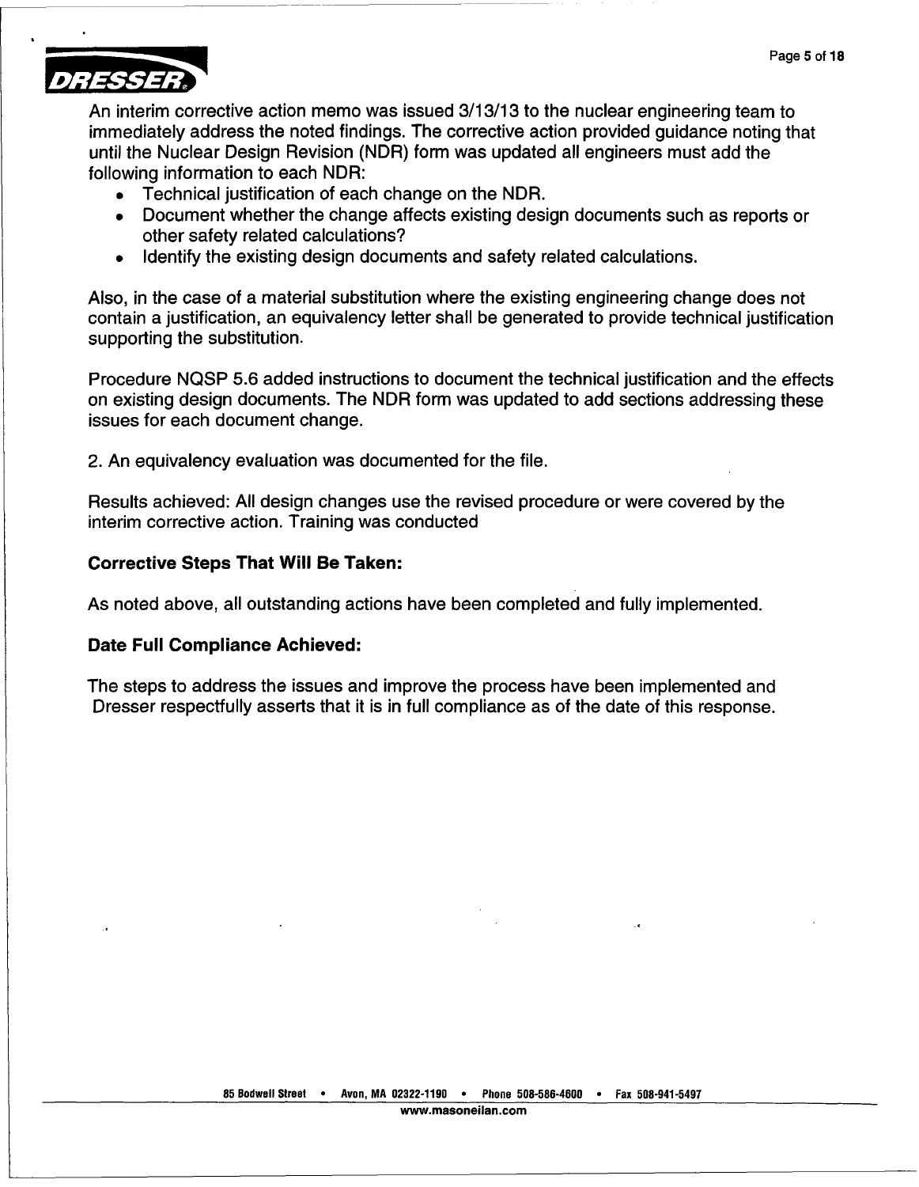An interim corrective action memo was issued 3/13/13 to the nuclear engineering team to immediately address the noted findings. The corrective action provided guidance noting that until the Nuclear Design Revision (NDR) form was updated all engineers must add the following information to each NDR:

- Technical justification of each change on the NDR.
- Document whether the change affects existing design documents such as reports or other safety related calculations?
- Identify the existing design documents and safety related calculations.

Also, in the case of a material substitution where the existing engineering change does not contain a justification, an equivalency letter shall be generated to provide technical justification supporting the substitution.

Procedure NQSP 5.6 added instructions to document the technical justification and the effects on existing design documents. The NDR form was updated to add sections addressing these issues for each document change.

2. An equivalency evaluation was documented for the file.

Results achieved: All design changes use the revised procedure or were covered by the interim corrective action. Training was conducted

**Corrective Steps That Will Be Taken:**

As noted above, all outstanding actions have been completed and fully implemented.

**Date Full Compliance Achieved:**

The steps to address the issues and improve the process have been implemented and Dresser respectfully asserts that it is in full compliance as of the date of this response.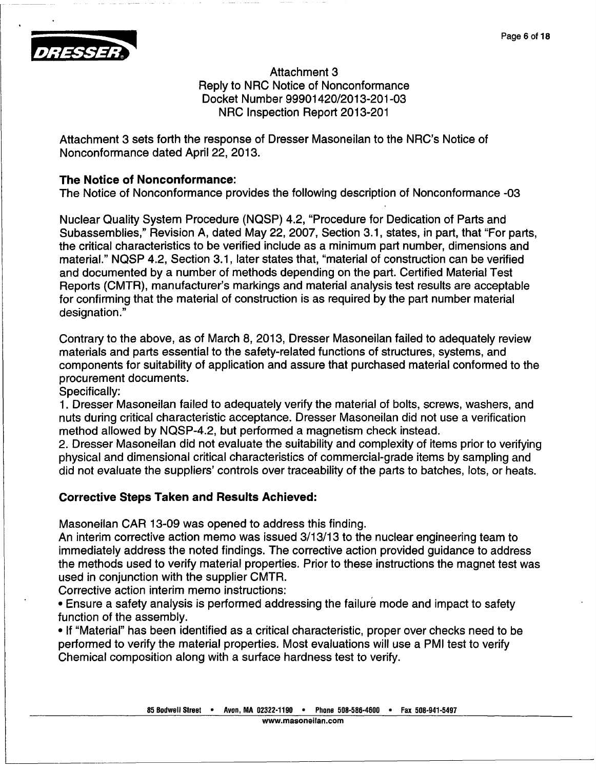Attachment 3
Reply to NRC Notice of Nonconformance
Docket Number 99901420/2013-201-03
NRC Inspection Report 2013-201

Attachment 3 sets forth the response of Dresser Masoneilan to the NRC's Notice of Nonconformance dated April 22, 2013.

**The Notice of Nonconformance:**
The Notice of Nonconformance provides the following description of Nonconformance -03

Nuclear Quality System Procedure (NQSP) 4.2, "Procedure for Dedication of Parts and Subassemblies," Revision A, dated May 22, 2007, Section 3.1, states, in part, that "For parts, the critical characteristics to be verified include as a minimum part number, dimensions and material." NQSP 4.2, Section 3.1, later states that, "material of construction can be verified and documented by a number of methods depending on the part. Certified Material Test Reports (CMTR), manufacturer's markings and material analysis test results are acceptable for confirming that the material of construction is as required by the part number material designation."

Contrary to the above, as of March 8, 2013, Dresser Masoneilan failed to adequately review materials and parts essential to the safety-related functions of structures, systems, and components for suitability of application and assure that purchased material conformed to the procurement documents.
Specifically:
1. Dresser Masoneilan failed to adequately verify the material of bolts, screws, washers, and nuts during critical characteristic acceptance. Dresser Masoneilan did not use a verification method allowed by NQSP-4.2, but performed a magnetism check instead.
2. Dresser Masoneilan did not evaluate the suitability and complexity of items prior to verifying physical and dimensional critical characteristics of commercial-grade items by sampling and did not evaluate the suppliers' controls over traceability of the parts to batches, lots, or heats.

**Corrective Steps Taken and Results Achieved:**

Masoneilan CAR 13-09 was opened to address this finding.
An interim corrective action memo was issued 3/13/13 to the nuclear engineering team to immediately address the noted findings. The corrective action provided guidance to address the methods used to verify material properties. Prior to these instructions the magnet test was used in conjunction with the supplier CMTR.
Corrective action interim memo instructions:

- Ensure a safety analysis is performed addressing the failure mode and impact to safety function of the assembly.
- If "Material" has been identified as a critical characteristic, proper over checks need to be performed to verify the material properties. Most evaluations will use a PMI test to verify Chemical composition along with a surface hardness test to verify.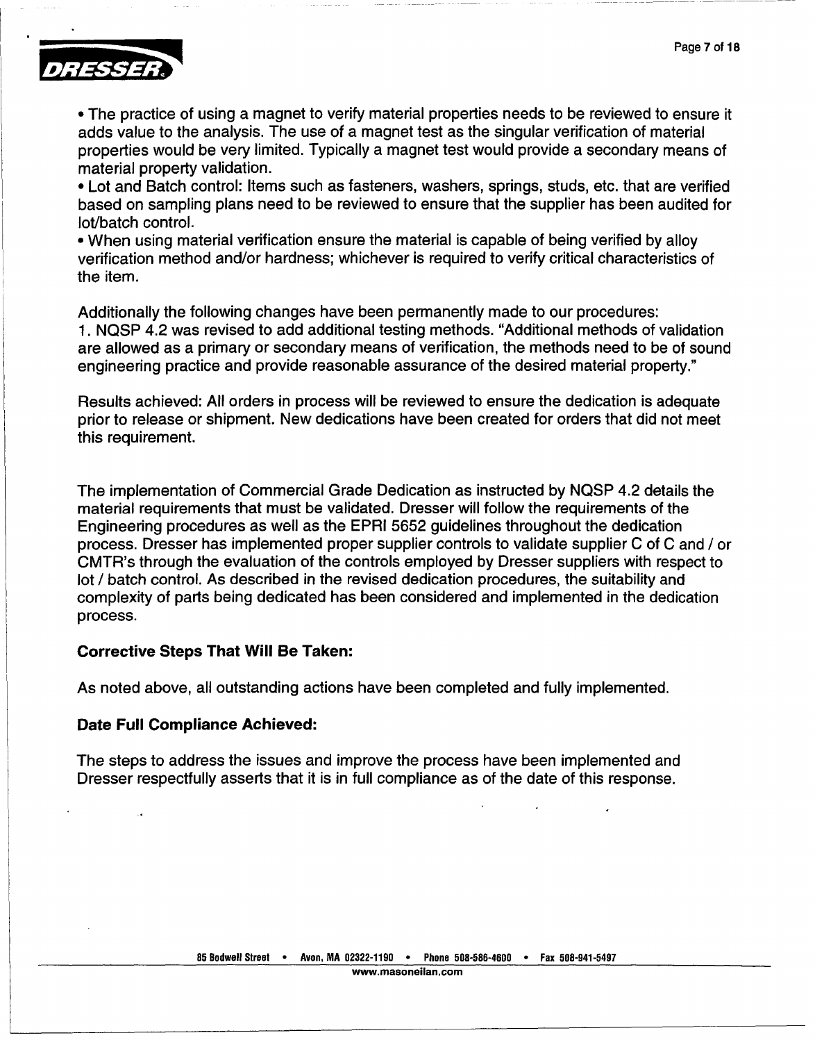- The practice of using a magnet to verify material properties needs to be reviewed to ensure it adds value to the analysis. The use of a magnet test as the singular verification of material properties would be very limited. Typically a magnet test would provide a secondary means of material property validation.
- Lot and Batch control: Items such as fasteners, washers, springs, studs, etc. that are verified based on sampling plans need to be reviewed to ensure that the supplier has been audited for lot/batch control.
- When using material verification ensure the material is capable of being verified by alloy verification method and/or hardness; whichever is required to verify critical characteristics of the item.

Additionally the following changes have been permanently made to our procedures:
1. NQSP 4.2 was revised to add additional testing methods. "Additional methods of validation are allowed as a primary or secondary means of verification, the methods need to be of sound engineering practice and provide reasonable assurance of the desired material property."

Results achieved: All orders in process will be reviewed to ensure the dedication is adequate prior to release or shipment. New dedications have been created for orders that did not meet this requirement.

The implementation of Commercial Grade Dedication as instructed by NQSP 4.2 details the material requirements that must be validated. Dresser will follow the requirements of the Engineering procedures as well as the EPRI 5652 guidelines throughout the dedication process. Dresser has implemented proper supplier controls to validate supplier C of C and / or CMTR's through the evaluation of the controls employed by Dresser suppliers with respect to lot / batch control. As described in the revised dedication procedures, the suitability and complexity of parts being dedicated has been considered and implemented in the dedication process.

**Corrective Steps That Will Be Taken:**

As noted above, all outstanding actions have been completed and fully implemented.

**Date Full Compliance Achieved:**

The steps to address the issues and improve the process have been implemented and Dresser respectfully asserts that it is in full compliance as of the date of this response.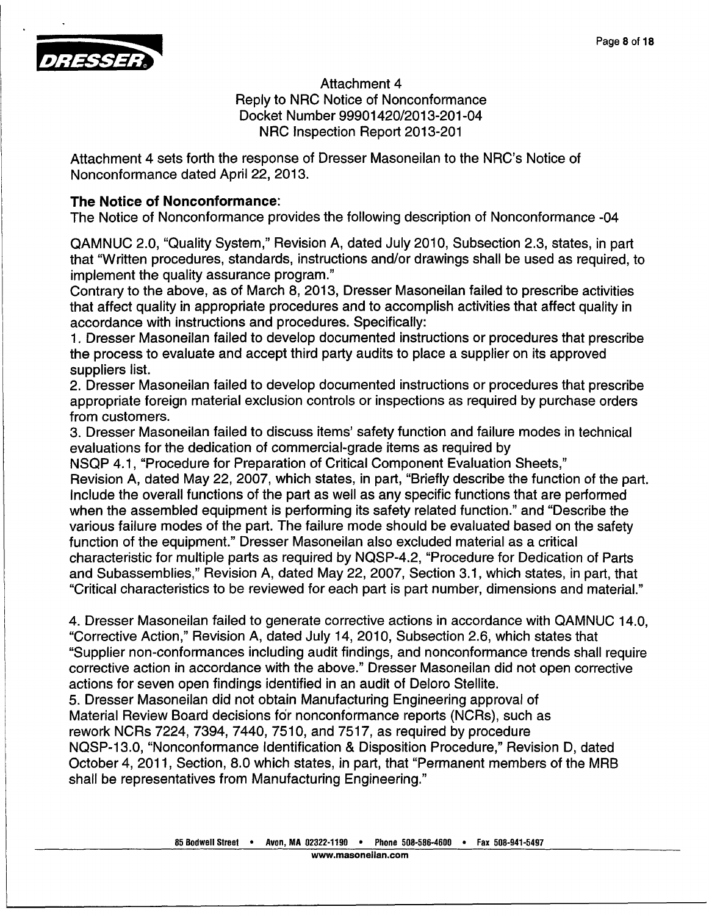Attachment 4
Reply to NRC Notice of Nonconformance
Docket Number 99901420/2013-201-04
NRC Inspection Report 2013-201

Attachment 4 sets forth the response of Dresser Masoneilan to the NRC's Notice of Nonconformance dated April 22, 2013.

**The Notice of Nonconformance**:
The Notice of Nonconformance provides the following description of Nonconformance -04

QAMNUC 2.0, "Quality System," Revision A, dated July 2010, Subsection 2.3, states, in part that "Written procedures, standards, instructions and/or drawings shall be used as required, to implement the quality assurance program."
Contrary to the above, as of March 8, 2013, Dresser Masoneilan failed to prescribe activities that affect quality in appropriate procedures and to accomplish activities that affect quality in accordance with instructions and procedures. Specifically:

1. Dresser Masoneilan failed to develop documented instructions or procedures that prescribe the process to evaluate and accept third party audits to place a supplier on its approved suppliers list.
2. Dresser Masoneilan failed to develop documented instructions or procedures that prescribe appropriate foreign material exclusion controls or inspections as required by purchase orders from customers.
3. Dresser Masoneilan failed to discuss items' safety function and failure modes in technical evaluations for the dedication of commercial-grade items as required by NSQP 4.1, "Procedure for Preparation of Critical Component Evaluation Sheets," Revision A, dated May 22, 2007, which states, in part, "Briefly describe the function of the part. Include the overall functions of the part as well as any specific functions that are performed when the assembled equipment is performing its safety related function." and "Describe the various failure modes of the part. The failure mode should be evaluated based on the safety function of the equipment." Dresser Masoneilan also excluded material as a critical characteristic for multiple parts as required by NQSP-4.2, "Procedure for Dedication of Parts and Subassemblies," Revision A, dated May 22, 2007, Section 3.1, which states, in part, that "Critical characteristics to be reviewed for each part is part number, dimensions and material."

4. Dresser Masoneilan failed to generate corrective actions in accordance with QAMNUC 14.0, "Corrective Action," Revision A, dated July 14, 2010, Subsection 2.6, which states that "Supplier non-conformances including audit findings, and nonconformance trends shall require corrective action in accordance with the above." Dresser Masoneilan did not open corrective actions for seven open findings identified in an audit of Deloro Stellite.
5. Dresser Masoneilan did not obtain Manufacturing Engineering approval of Material Review Board decisions for nonconformance reports (NCRs), such as rework NCRs 7224, 7394, 7440, 7510, and 7517, as required by procedure NQSP-13.0, "Nonconformance Identification & Disposition Procedure," Revision D, dated October 4, 2011, Section, 8.0 which states, in part, that "Permanent members of the MRB shall be representatives from Manufacturing Engineering."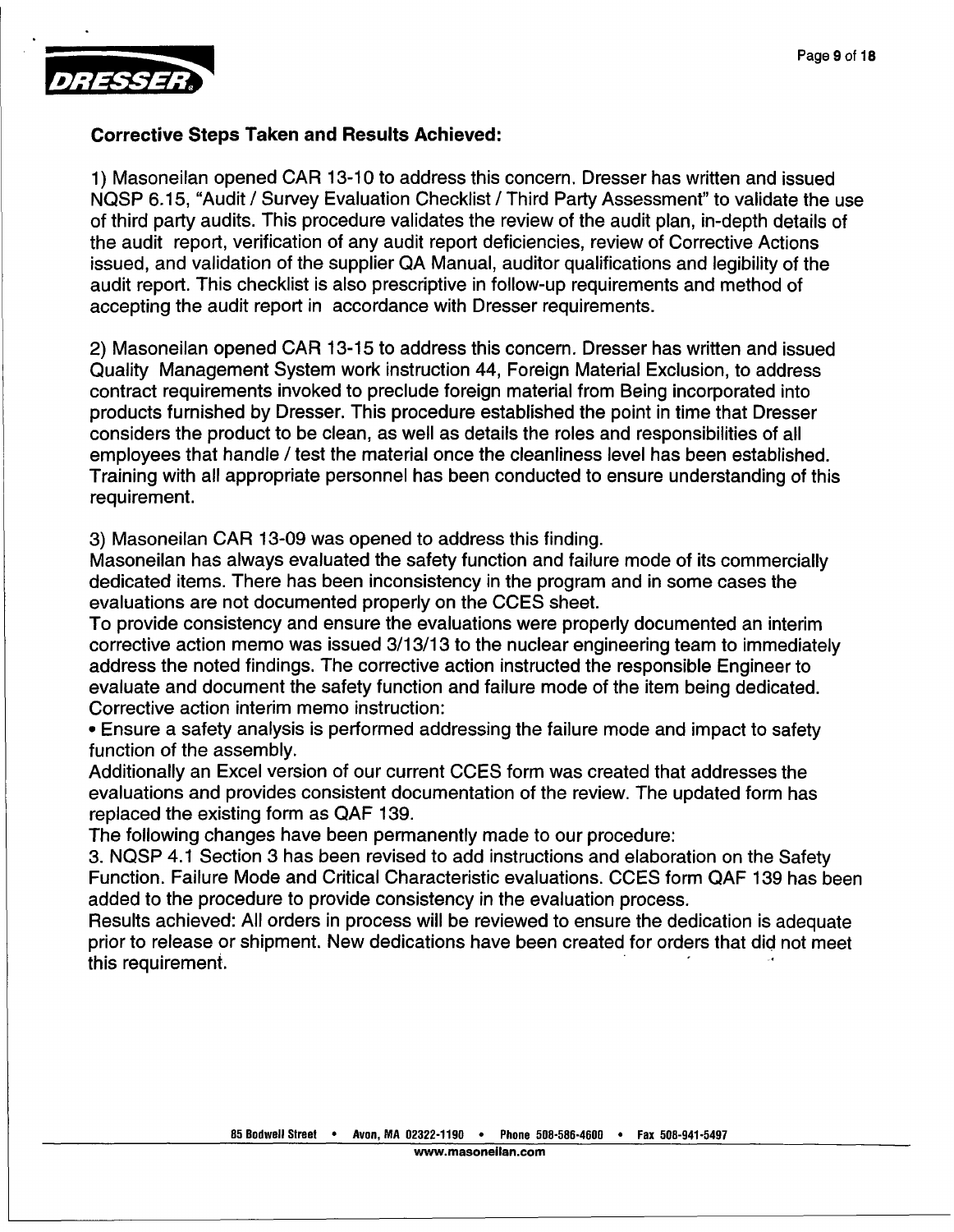**Corrective Steps Taken and Results Achieved:**

1) Masoneilan opened CAR 13-10 to address this concern. Dresser has written and issued NQSP 6.15, "Audit / Survey Evaluation Checklist / Third Party Assessment" to validate the use of third party audits. This procedure validates the review of the audit plan, in-depth details of the audit report, verification of any audit report deficiencies, review of Corrective Actions issued, and validation of the supplier QA Manual, auditor qualifications and legibility of the audit report. This checklist is also prescriptive in follow-up requirements and method of accepting the audit report in accordance with Dresser requirements.

2) Masoneilan opened CAR 13-15 to address this concern. Dresser has written and issued Quality Management System work instruction 44, Foreign Material Exclusion, to address contract requirements invoked to preclude foreign material from Being incorporated into products furnished by Dresser. This procedure established the point in time that Dresser considers the product to be clean, as well as details the roles and responsibilities of all employees that handle / test the material once the cleanliness level has been established. Training with all appropriate personnel has been conducted to ensure understanding of this requirement.

3) Masoneilan CAR 13-09 was opened to address this finding.
Masoneilan has always evaluated the safety function and failure mode of its commercially dedicated items. There has been inconsistency in the program and in some cases the evaluations are not documented properly on the CCES sheet.
To provide consistency and ensure the evaluations were properly documented an interim corrective action memo was issued 3/13/13 to the nuclear engineering team to immediately address the noted findings. The corrective action instructed the responsible Engineer to evaluate and document the safety function and failure mode of the item being dedicated.
Corrective action interim memo instruction:

- Ensure a safety analysis is performed addressing the failure mode and impact to safety function of the assembly.

Additionally an Excel version of our current CCES form was created that addresses the evaluations and provides consistent documentation of the review. The updated form has replaced the existing form as QAF 139.
The following changes have been permanently made to our procedure:
3. NQSP 4.1 Section 3 has been revised to add instructions and elaboration on the Safety Function. Failure Mode and Critical Characteristic evaluations. CCES form QAF 139 has been added to the procedure to provide consistency in the evaluation process.
Results achieved: All orders in process will be reviewed to ensure the dedication is adequate prior to release or shipment. New dedications have been created for orders that did not meet this requirement.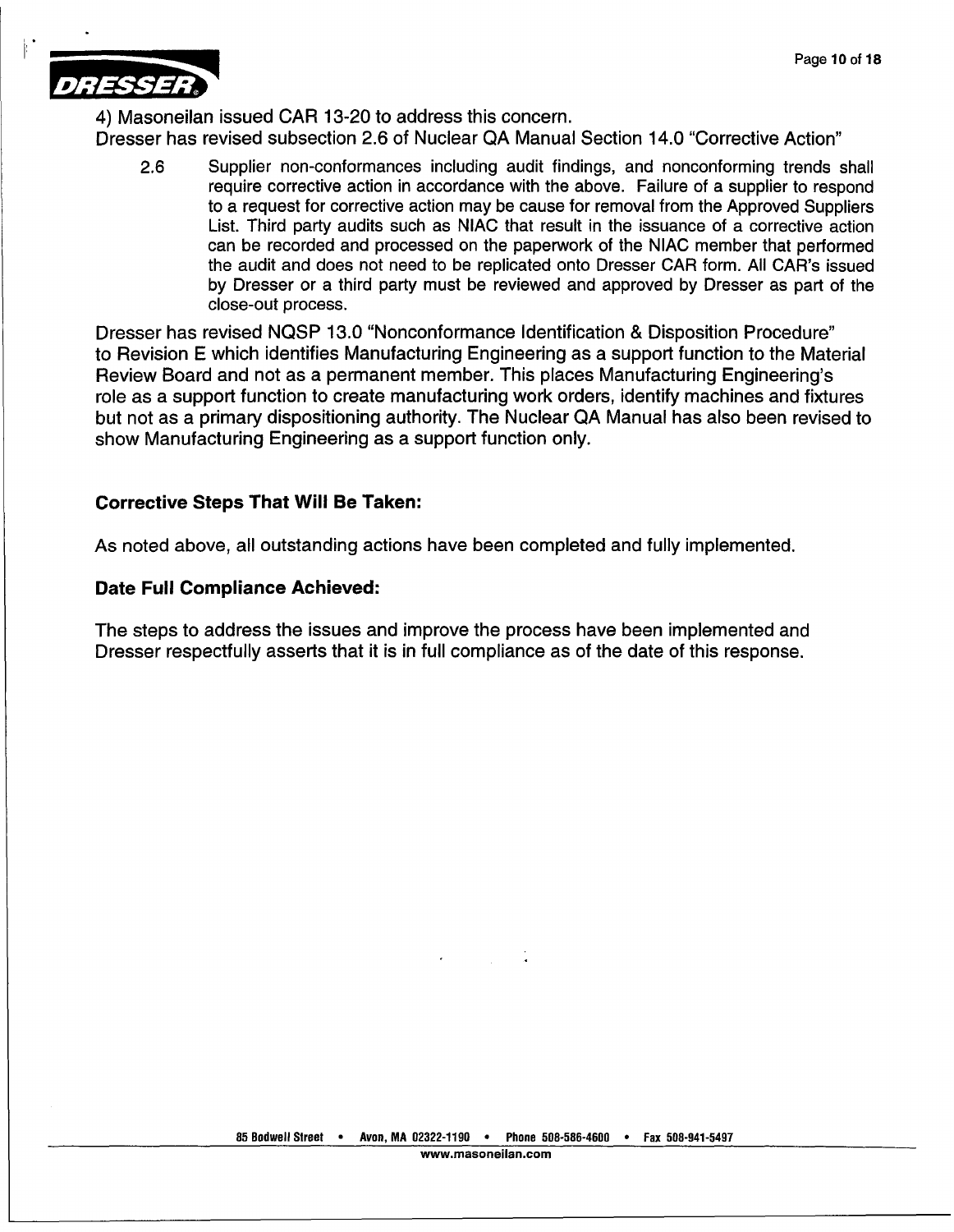4) Masoneilan issued CAR 13-20 to address this concern.

Dresser has revised subsection 2.6 of Nuclear QA Manual Section 14.0 “Corrective Action”

> 2.6 Supplier non-conformances including audit findings, and nonconforming trends shall require corrective action in accordance with the above. Failure of a supplier to respond to a request for corrective action may be cause for removal from the Approved Suppliers List. Third party audits such as NIAC that result in the issuance of a corrective action can be recorded and processed on the paperwork of the NIAC member that performed the audit and does not need to be replicated onto Dresser CAR form. All CAR's issued by Dresser or a third party must be reviewed and approved by Dresser as part of the close-out process.

Dresser has revised NQSP 13.0 “Nonconformance Identification & Disposition Procedure” to Revision E which identifies Manufacturing Engineering as a support function to the Material Review Board and not as a permanent member. This places Manufacturing Engineering's role as a support function to create manufacturing work orders, identify machines and fixtures but not as a primary dispositioning authority. The Nuclear QA Manual has also been revised to show Manufacturing Engineering as a support function only.

**Corrective Steps That Will Be Taken:**

As noted above, all outstanding actions have been completed and fully implemented.

**Date Full Compliance Achieved:**

The steps to address the issues and improve the process have been implemented and Dresser respectfully asserts that it is in full compliance as of the date of this response.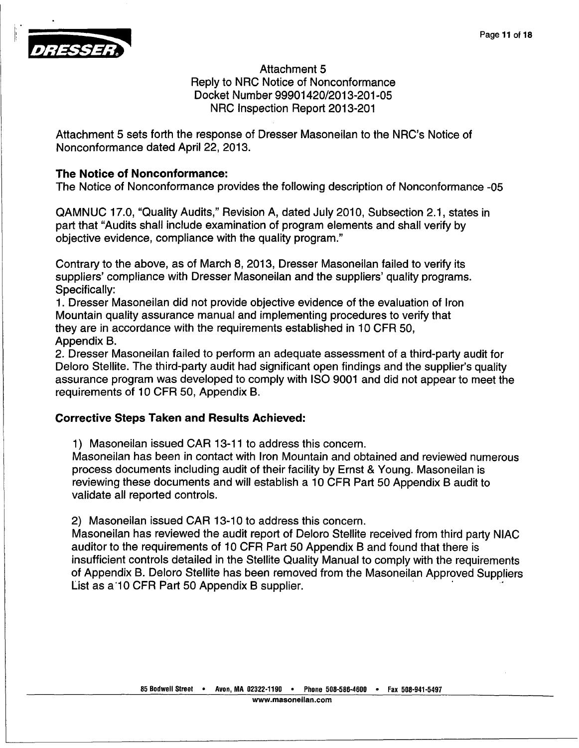Attachment 5
Reply to NRC Notice of Nonconformance
Docket Number 99901420/2013-201-05
NRC Inspection Report 2013-201

Attachment 5 sets forth the response of Dresser Masoneilan to the NRC's Notice of Nonconformance dated April 22, 2013.

**The Notice of Nonconformance:**
The Notice of Nonconformance provides the following description of Nonconformance -05

QAMNUC 17.0, "Quality Audits," Revision A, dated July 2010, Subsection 2.1, states in part that "Audits shall include examination of program elements and shall verify by objective evidence, compliance with the quality program."

Contrary to the above, as of March 8, 2013, Dresser Masoneilan failed to verify its suppliers' compliance with Dresser Masoneilan and the suppliers' quality programs. Specifically:

1. Dresser Masoneilan did not provide objective evidence of the evaluation of Iron Mountain quality assurance manual and implementing procedures to verify that they are in accordance with the requirements established in 10 CFR 50, Appendix B.
2. Dresser Masoneilan failed to perform an adequate assessment of a third-party audit for Deloro Stellite. The third-party audit had significant open findings and the supplier's quality assurance program was developed to comply with ISO 9001 and did not appear to meet the requirements of 10 CFR 50, Appendix B.

**Corrective Steps Taken and Results Achieved:**

1) Masoneilan issued CAR 13-11 to address this concern.
Masoneilan has been in contact with Iron Mountain and obtained and reviewed numerous process documents including audit of their facility by Ernst & Young. Masoneilan is reviewing these documents and will establish a 10 CFR Part 50 Appendix B audit to validate all reported controls.

2) Masoneilan issued CAR 13-10 to address this concern.
Masoneilan has reviewed the audit report of Deloro Stellite received from third party NIAC auditor to the requirements of 10 CFR Part 50 Appendix B and found that there is insufficient controls detailed in the Stellite Quality Manual to comply with the requirements of Appendix B. Deloro Stellite has been removed from the Masoneilan Approved Suppliers List as a 10 CFR Part 50 Appendix B supplier.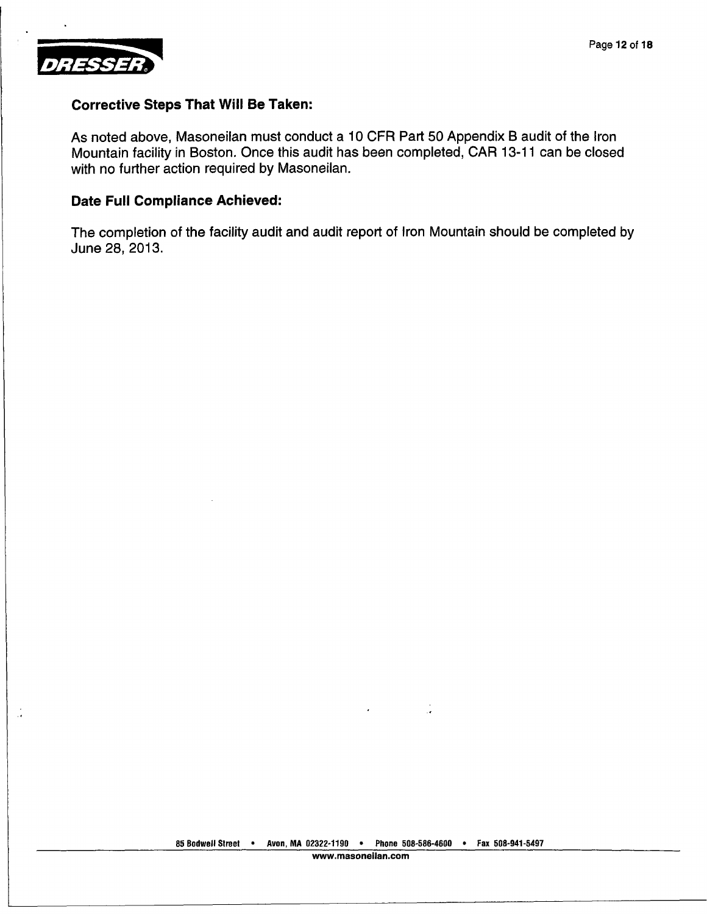**Corrective Steps That Will Be Taken:**

As noted above, Masoneilan must conduct a 10 CFR Part 50 Appendix B audit of the Iron Mountain facility in Boston. Once this audit has been completed, CAR 13-11 can be closed with no further action required by Masoneilan.

**Date Full Compliance Achieved:**

The completion of the facility audit and audit report of Iron Mountain should be completed by June 28, 2013.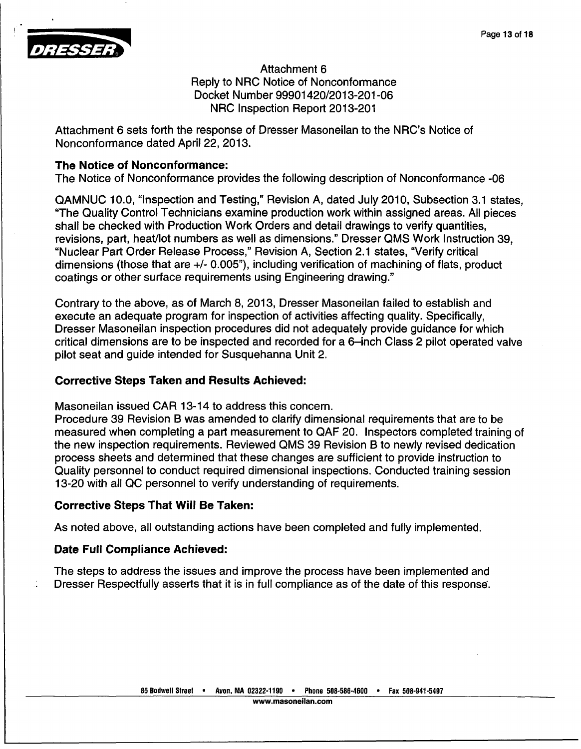# Attachment 6
## Reply to NRC Notice of Nonconformance
## Docket Number 99901420/2013-201-06
## NRC Inspection Report 2013-201

Attachment 6 sets forth the response of Dresser Masoneilan to the NRC's Notice of Nonconformance dated April 22, 2013.

**The Notice of Nonconformance:**
The Notice of Nonconformance provides the following description of Nonconformance -06

QAMNUC 10.0, "Inspection and Testing," Revision A, dated July 2010, Subsection 3.1 states, "The Quality Control Technicians examine production work within assigned areas. All pieces shall be checked with Production Work Orders and detail drawings to verify quantities, revisions, part, heat/lot numbers as well as dimensions." Dresser QMS Work Instruction 39, "Nuclear Part Order Release Process," Revision A, Section 2.1 states, "Verify critical dimensions (those that are +/- 0.005"), including verification of machining of flats, product coatings or other surface requirements using Engineering drawing."

Contrary to the above, as of March 8, 2013, Dresser Masoneilan failed to establish and execute an adequate program for inspection of activities affecting quality. Specifically, Dresser Masoneilan inspection procedures did not adequately provide guidance for which critical dimensions are to be inspected and recorded for a 6–inch Class 2 pilot operated valve pilot seat and guide intended for Susquehanna Unit 2.

**Corrective Steps Taken and Results Achieved:**

Masoneilan issued CAR 13-14 to address this concern.
Procedure 39 Revision B was amended to clarify dimensional requirements that are to be measured when completing a part measurement to QAF 20. Inspectors completed training of the new inspection requirements. Reviewed QMS 39 Revision B to newly revised dedication process sheets and determined that these changes are sufficient to provide instruction to Quality personnel to conduct required dimensional inspections. Conducted training session 13-20 with all QC personnel to verify understanding of requirements.

**Corrective Steps That Will Be Taken:**

As noted above, all outstanding actions have been completed and fully implemented.

**Date Full Compliance Achieved:**

The steps to address the issues and improve the process have been implemented and Dresser Respectfully asserts that it is in full compliance as of the date of this response.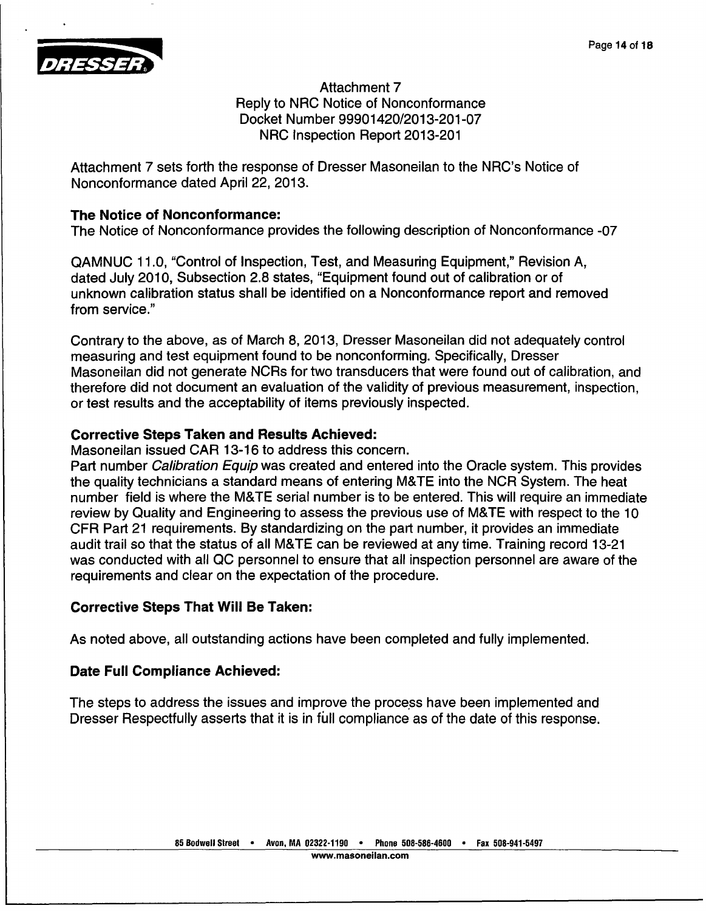# Attachment 7
## Reply to NRC Notice of Nonconformance
## Docket Number 99901420/2013-201-07
## NRC Inspection Report 2013-201

Attachment 7 sets forth the response of Dresser Masoneilan to the NRC's Notice of Nonconformance dated April 22, 2013.

**The Notice of Nonconformance:**

The Notice of Nonconformance provides the following description of Nonconformance -07

QAMNUC 11.0, "Control of Inspection, Test, and Measuring Equipment," Revision A, dated July 2010, Subsection 2.8 states, "Equipment found out of calibration or of unknown calibration status shall be identified on a Nonconformance report and removed from service."

Contrary to the above, as of March 8, 2013, Dresser Masoneilan did not adequately control measuring and test equipment found to be nonconforming. Specifically, Dresser Masoneilan did not generate NCRs for two transducers that were found out of calibration, and therefore did not document an evaluation of the validity of previous measurement, inspection, or test results and the acceptability of items previously inspected.

**Corrective Steps Taken and Results Achieved:**

Masoneilan issued CAR 13-16 to address this concern.

Part number *Calibration Equip* was created and entered into the Oracle system. This provides the quality technicians a standard means of entering M&TE into the NCR System. The heat number field is where the M&TE serial number is to be entered. This will require an immediate review by Quality and Engineering to assess the previous use of M&TE with respect to the 10 CFR Part 21 requirements. By standardizing on the part number, it provides an immediate audit trail so that the status of all M&TE can be reviewed at any time. Training record 13-21 was conducted with all QC personnel to ensure that all inspection personnel are aware of the requirements and clear on the expectation of the procedure.

**Corrective Steps That Will Be Taken:**

As noted above, all outstanding actions have been completed and fully implemented.

**Date Full Compliance Achieved:**

The steps to address the issues and improve the process have been implemented and Dresser Respectfully asserts that it is in full compliance as of the date of this response.

85 Bodwell Street • Avon, MA 02322-1190 • Phone 508-586-4600 • Fax 508-941-5497
www.masoneilan.com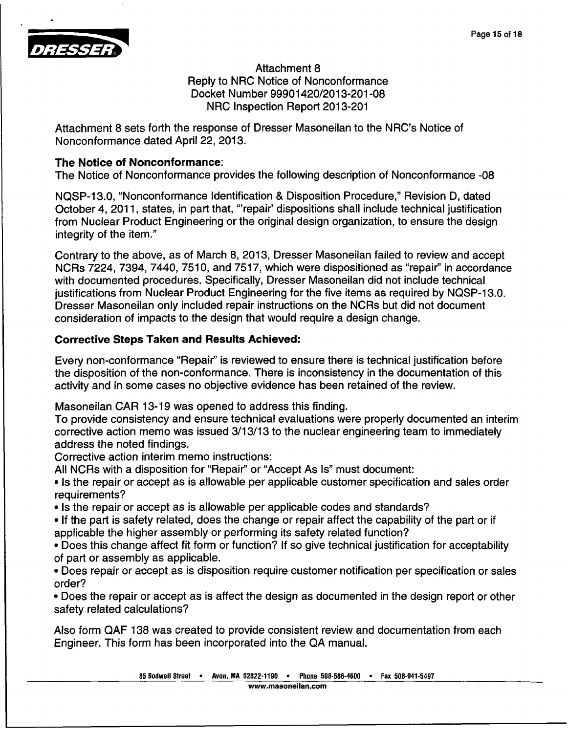Attachment 8
Reply to NRC Notice of Nonconformance
Docket Number 99901420/2013-201-08
NRC Inspection Report 2013-201

Attachment 8 sets forth the response of Dresser Masoneilan to the NRC's Notice of Nonconformance dated April 22, 2013.

**The Notice of Nonconformance**:
The Notice of Nonconformance provides the following description of Nonconformance -08

NQSP-13.0, "Nonconformance Identification & Disposition Procedure," Revision D, dated October 4, 2011, states, in part that, "'repair' dispositions shall include technical justification from Nuclear Product Engineering or the original design organization, to ensure the design integrity of the item."

Contrary to the above, as of March 8, 2013, Dresser Masoneilan failed to review and accept NCRs 7224, 7394, 7440, 7510, and 7517, which were dispositioned as "repair" in accordance with documented procedures. Specifically, Dresser Masoneilan did not include technical justifications from Nuclear Product Engineering for the five items as required by NQSP-13.0. Dresser Masoneilan only included repair instructions on the NCRs but did not document consideration of impacts to the design that would require a design change.

**Corrective Steps Taken and Results Achieved:**

Every non-conformance "Repair" is reviewed to ensure there is technical justification before the disposition of the non-conformance. There is inconsistency in the documentation of this activity and in some cases no objective evidence has been retained of the review.

Masoneilan CAR 13-19 was opened to address this finding.
To provide consistency and ensure technical evaluations were properly documented an interim corrective action memo was issued 3/13/13 to the nuclear engineering team to immediately address the noted findings.
Corrective action interim memo instructions:
All NCRs with a disposition for "Repair" or "Accept As Is" must document:

- Is the repair or accept as is allowable per applicable customer specification and sales order requirements?
- Is the repair or accept as is allowable per applicable codes and standards?
- If the part is safety related, does the change or repair affect the capability of the part or if applicable the higher assembly or performing its safety related function?
- Does this change affect fit form or function? If so give technical justification for acceptability of part or assembly as applicable.
- Does repair or accept as is disposition require customer notification per specification or sales order?
- Does the repair or accept as is affect the design as documented in the design report or other safety related calculations?

Also form QAF 138 was created to provide consistent review and documentation from each Engineer. This form has been incorporated into the QA manual.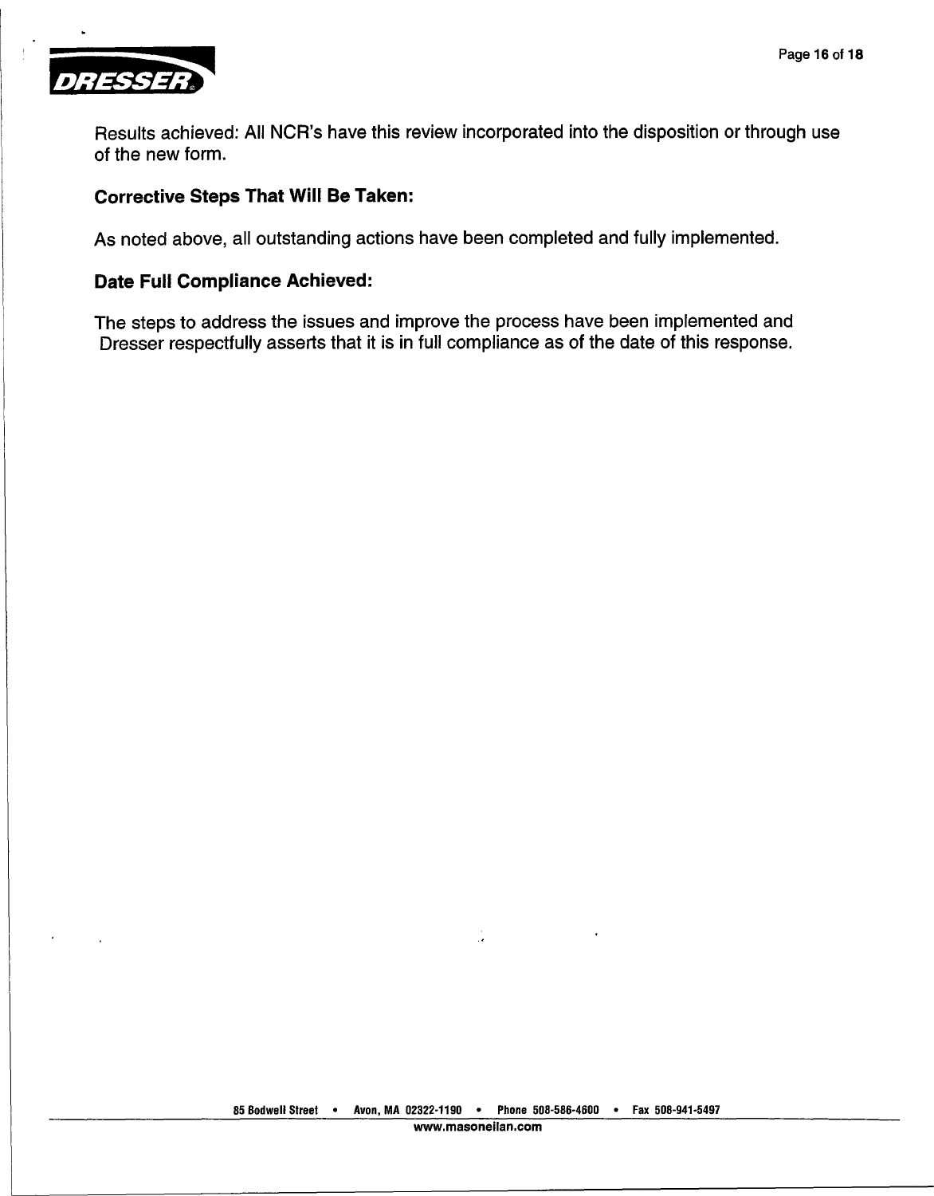Results achieved: All NCR's have this review incorporated into the disposition or through use of the new form.

**Corrective Steps That Will Be Taken:**

As noted above, all outstanding actions have been completed and fully implemented.

**Date Full Compliance Achieved:**

The steps to address the issues and improve the process have been implemented and Dresser respectfully asserts that it is in full compliance as of the date of this response.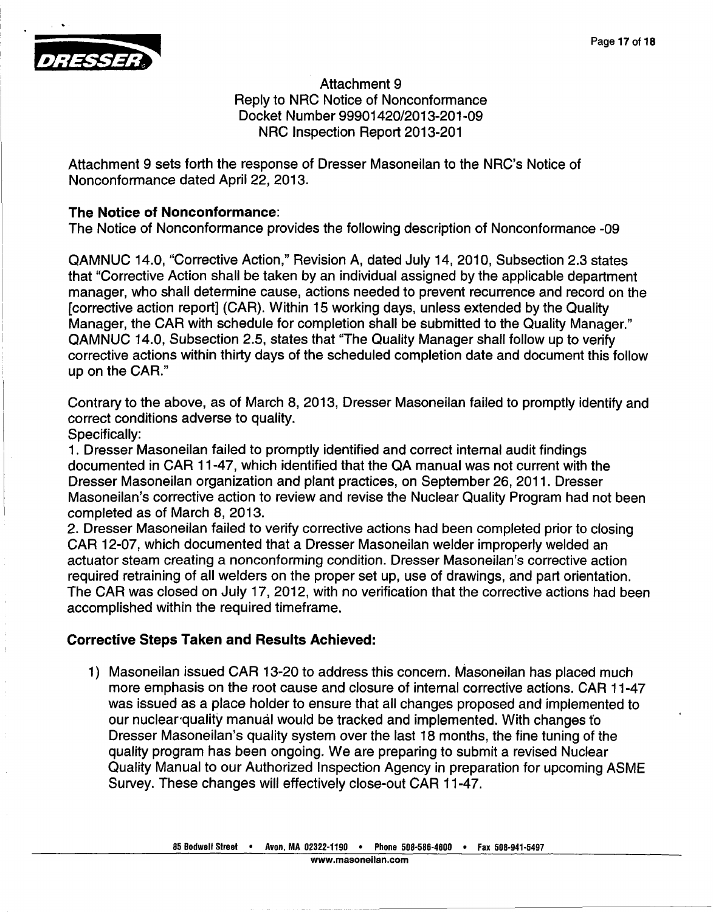Attachment 9
Reply to NRC Notice of Nonconformance
Docket Number 99901420/2013-201-09
NRC Inspection Report 2013-201

Attachment 9 sets forth the response of Dresser Masoneilan to the NRC's Notice of Nonconformance dated April 22, 2013.

**The Notice of Nonconformance:**
The Notice of Nonconformance provides the following description of Nonconformance -09

QAMNUC 14.0, "Corrective Action," Revision A, dated July 14, 2010, Subsection 2.3 states that "Corrective Action shall be taken by an individual assigned by the applicable department manager, who shall determine cause, actions needed to prevent recurrence and record on the [corrective action report] (CAR). Within 15 working days, unless extended by the Quality Manager, the CAR with schedule for completion shall be submitted to the Quality Manager." QAMNUC 14.0, Subsection 2.5, states that "The Quality Manager shall follow up to verify corrective actions within thirty days of the scheduled completion date and document this follow up on the CAR."

Contrary to the above, as of March 8, 2013, Dresser Masoneilan failed to promptly identify and correct conditions adverse to quality.
Specifically:
1. Dresser Masoneilan failed to promptly identified and correct internal audit findings documented in CAR 11-47, which identified that the QA manual was not current with the Dresser Masoneilan organization and plant practices, on September 26, 2011. Dresser Masoneilan's corrective action to review and revise the Nuclear Quality Program had not been completed as of March 8, 2013.
2. Dresser Masoneilan failed to verify corrective actions had been completed prior to closing CAR 12-07, which documented that a Dresser Masoneilan welder improperly welded an actuator steam creating a nonconforming condition. Dresser Masoneilan's corrective action required retraining of all welders on the proper set up, use of drawings, and part orientation. The CAR was closed on July 17, 2012, with no verification that the corrective actions had been accomplished within the required timeframe.

**Corrective Steps Taken and Results Achieved:**

1) Masoneilan issued CAR 13-20 to address this concern. Masoneilan has placed much more emphasis on the root cause and closure of internal corrective actions. CAR 11-47 was issued as a place holder to ensure that all changes proposed and implemented to our nuclear quality manual would be tracked and implemented. With changes to Dresser Masoneilan's quality system over the last 18 months, the fine tuning of the quality program has been ongoing. We are preparing to submit a revised Nuclear Quality Manual to our Authorized Inspection Agency in preparation for upcoming ASME Survey. These changes will effectively close-out CAR 11-47.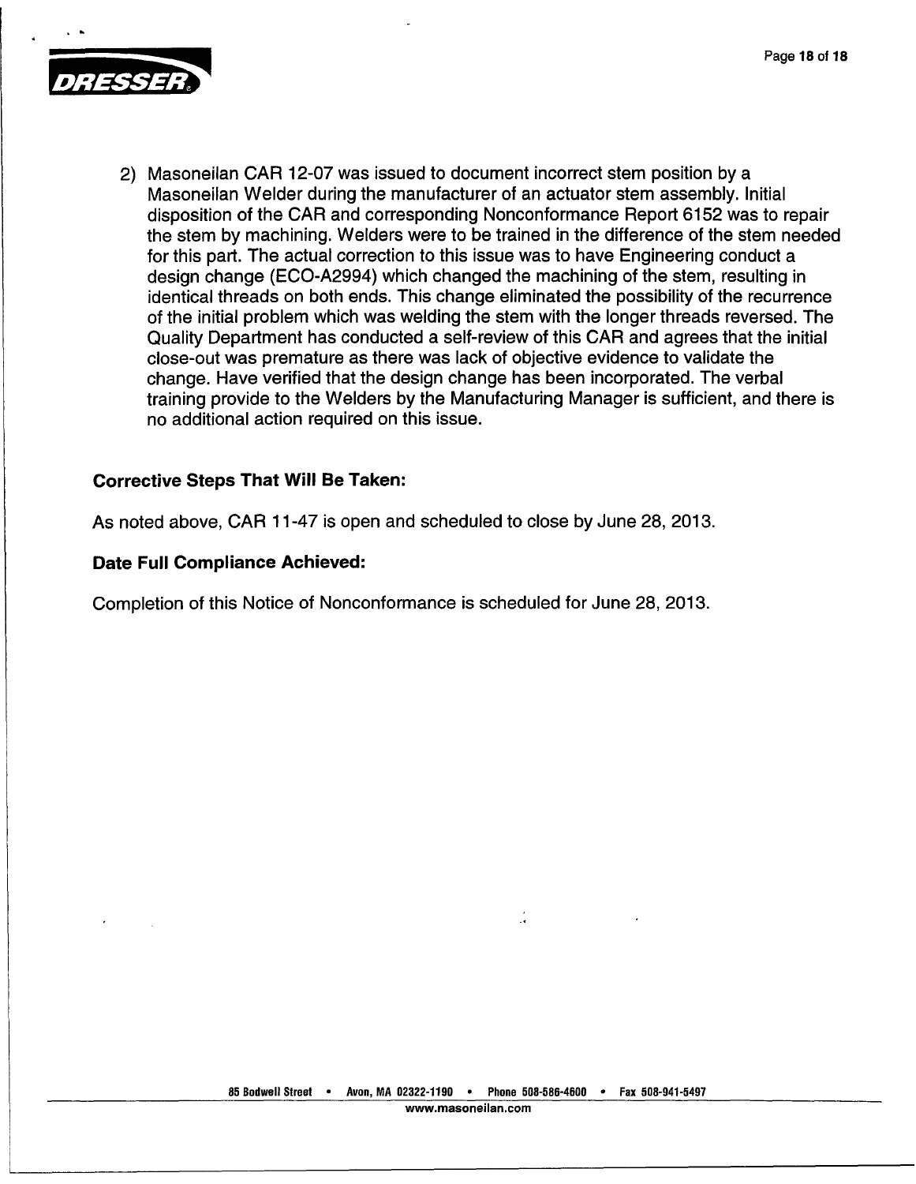2) Masoneilan CAR 12-07 was issued to document incorrect stem position by a Masoneilan Welder during the manufacturer of an actuator stem assembly. Initial disposition of the CAR and corresponding Nonconformance Report 6152 was to repair the stem by machining. Welders were to be trained in the difference of the stem needed for this part. The actual correction to this issue was to have Engineering conduct a design change (ECO-A2994) which changed the machining of the stem, resulting in identical threads on both ends. This change eliminated the possibility of the recurrence of the initial problem which was welding the stem with the longer threads reversed. The Quality Department has conducted a self-review of this CAR and agrees that the initial close-out was premature as there was lack of objective evidence to validate the change. Have verified that the design change has been incorporated. The verbal training provide to the Welders by the Manufacturing Manager is sufficient, and there is no additional action required on this issue.

**Corrective Steps That Will Be Taken:**

As noted above, CAR 11-47 is open and scheduled to close by June 28, 2013.

**Date Full Compliance Achieved:**

Completion of this Notice of Nonconformance is scheduled for June 28, 2013.